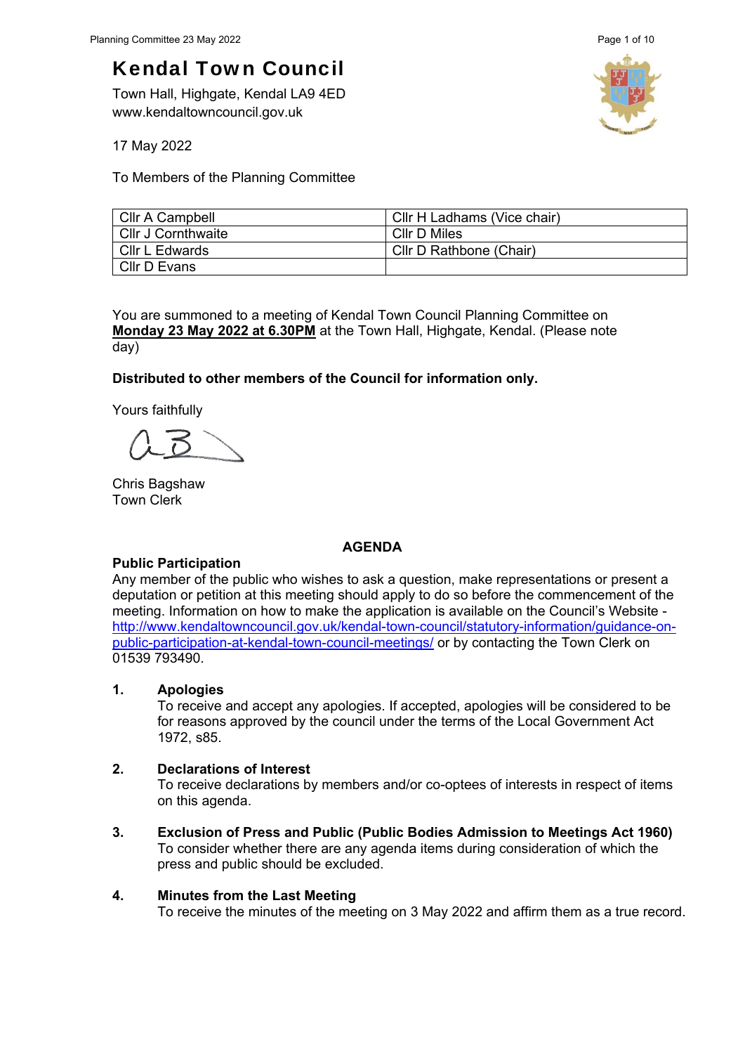# Kendal Town Council

Town Hall, Highgate, Kendal LA9 4ED
www.kendaltowncouncil.gov.uk

17 May 2022

To Members of the Planning Committee

| | |
|---|---|
| Cllr A Campbell | Cllr H Ladhams (Vice chair) |
| Cllr J Cornthwaite | Cllr D Miles |
| Cllr L Edwards | Cllr D Rathbone (Chair) |
| Cllr D Evans | |

You are summoned to a meeting of Kendal Town Council Planning Committee on **Monday 23 May 2022 at 6.30PM** at the Town Hall, Highgate, Kendal. (Please note day)

**Distributed to other members of the Council for information only.**

Yours faithfully

Chris Bagshaw
Town Clerk

## AGENDA

**Public Participation**
Any member of the public who wishes to ask a question, make representations or present a deputation or petition at this meeting should apply to do so before the commencement of the meeting. Information on how to make the application is available on the Council's Website - http://www.kendaltowncouncil.gov.uk/kendal-town-council/statutory-information/guidance-on-public-participation-at-kendal-town-council-meetings/ or by contacting the Town Clerk on 01539 793490.

1. **Apologies**
   To receive and accept any apologies. If accepted, apologies will be considered to be for reasons approved by the council under the terms of the Local Government Act 1972, s85.

2. **Declarations of Interest**
   To receive declarations by members and/or co-optees of interests in respect of items on this agenda.

3. **Exclusion of Press and Public (Public Bodies Admission to Meetings Act 1960)**
   To consider whether there are any agenda items during consideration of which the press and public should be excluded.

4. **Minutes from the Last Meeting**
   To receive the minutes of the meeting on 3 May 2022 and affirm them as a true record.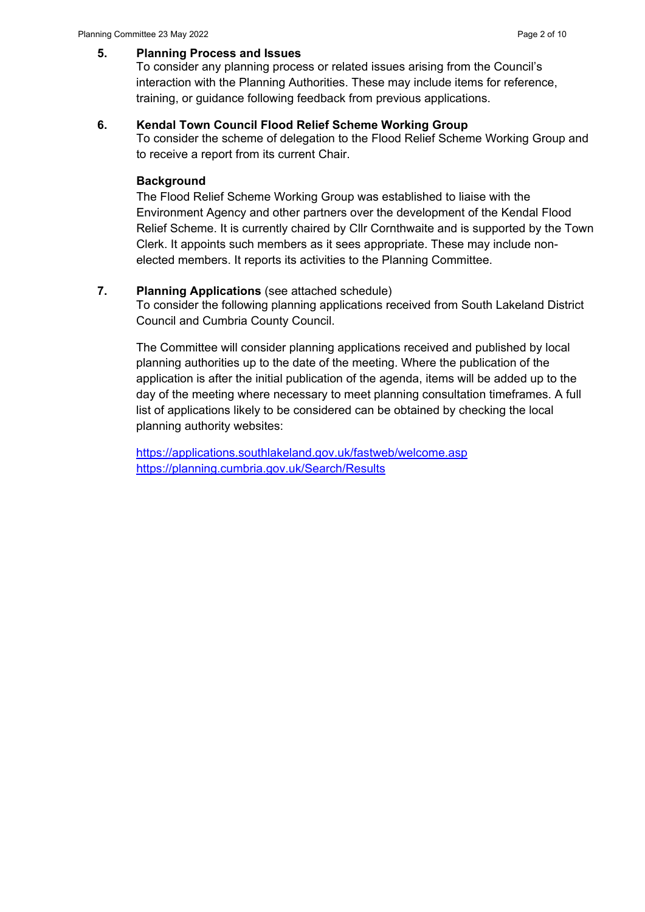**5. Planning Process and Issues**

To consider any planning process or related issues arising from the Council's interaction with the Planning Authorities. These may include items for reference, training, or guidance following feedback from previous applications.

**6. Kendal Town Council Flood Relief Scheme Working Group**

To consider the scheme of delegation to the Flood Relief Scheme Working Group and to receive a report from its current Chair.

**Background**

The Flood Relief Scheme Working Group was established to liaise with the Environment Agency and other partners over the development of the Kendal Flood Relief Scheme. It is currently chaired by Cllr Cornthwaite and is supported by the Town Clerk. It appoints such members as it sees appropriate. These may include non-elected members. It reports its activities to the Planning Committee.

**7. Planning Applications** (see attached schedule)

To consider the following planning applications received from South Lakeland District Council and Cumbria County Council.

The Committee will consider planning applications received and published by local planning authorities up to the date of the meeting. Where the publication of the application is after the initial publication of the agenda, items will be added up to the day of the meeting where necessary to meet planning consultation timeframes. A full list of applications likely to be considered can be obtained by checking the local planning authority websites:

https://applications.southlakeland.gov.uk/fastweb/welcome.asp
https://planning.cumbria.gov.uk/Search/Results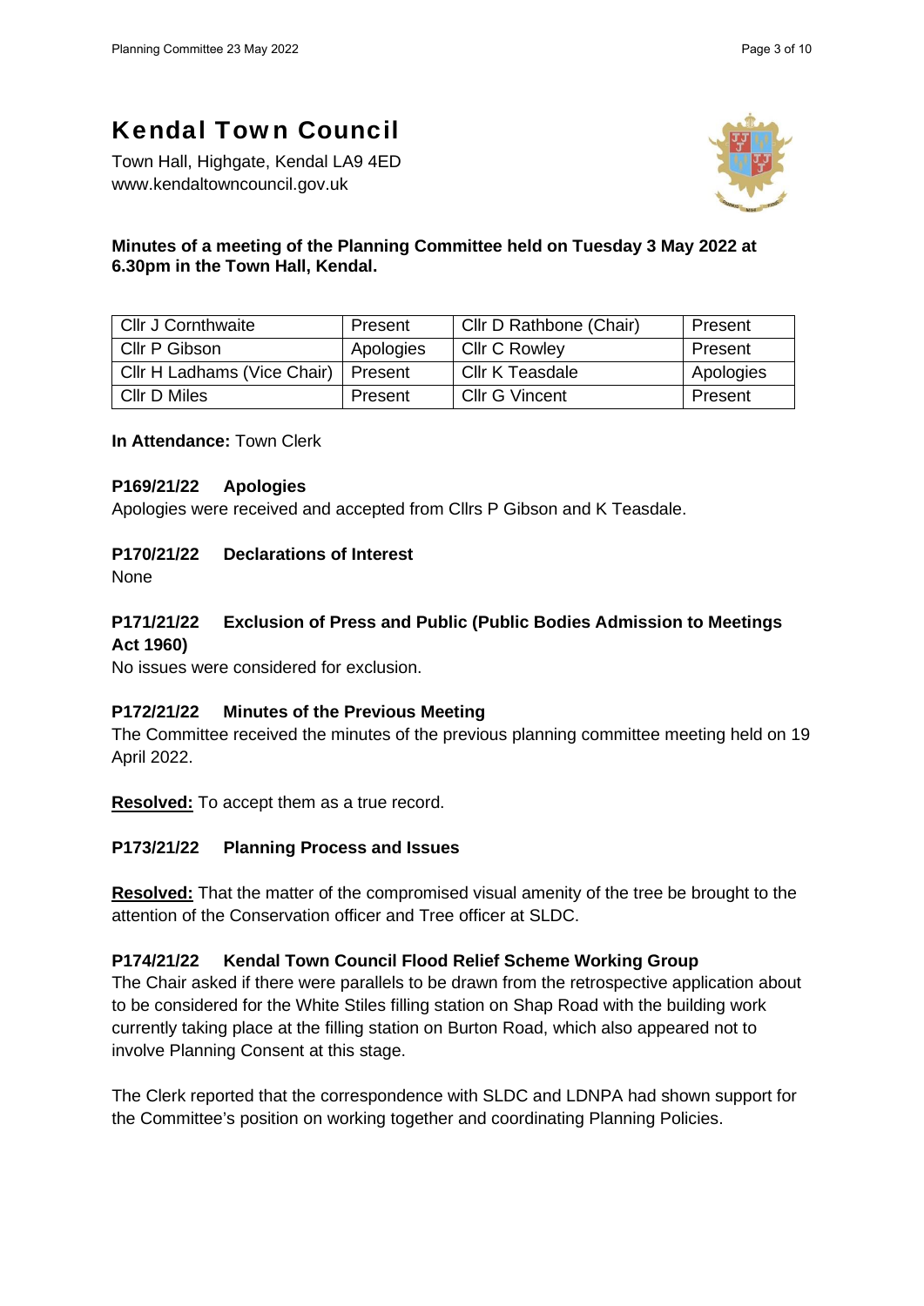# Kendal Town Council

Town Hall, Highgate, Kendal LA9 4ED
www.kendaltowncouncil.gov.uk

**Minutes of a meeting of the Planning Committee held on Tuesday 3 May 2022 at 6.30pm in the Town Hall, Kendal.**

| Cllr J Cornthwaite | Present | Cllr D Rathbone (Chair) | Present |
|---|---|---|---|
| Cllr P Gibson | Apologies | Cllr C Rowley | Present |
| Cllr H Ladhams (Vice Chair) | Present | Cllr K Teasdale | Apologies |
| Cllr D Miles | Present | Cllr G Vincent | Present |

**In Attendance:** Town Clerk

### P169/21/22 Apologies

Apologies were received and accepted from Cllrs P Gibson and K Teasdale.

### P170/21/22 Declarations of Interest

None

### P171/21/22 Exclusion of Press and Public (Public Bodies Admission to Meetings Act 1960)

No issues were considered for exclusion.

### P172/21/22 Minutes of the Previous Meeting

The Committee received the minutes of the previous planning committee meeting held on 19 April 2022.

**Resolved:** To accept them as a true record.

### P173/21/22 Planning Process and Issues

**Resolved:** That the matter of the compromised visual amenity of the tree be brought to the attention of the Conservation officer and Tree officer at SLDC.

### P174/21/22 Kendal Town Council Flood Relief Scheme Working Group

The Chair asked if there were parallels to be drawn from the retrospective application about to be considered for the White Stiles filling station on Shap Road with the building work currently taking place at the filling station on Burton Road, which also appeared not to involve Planning Consent at this stage.

The Clerk reported that the correspondence with SLDC and LDNPA had shown support for the Committee's position on working together and coordinating Planning Policies.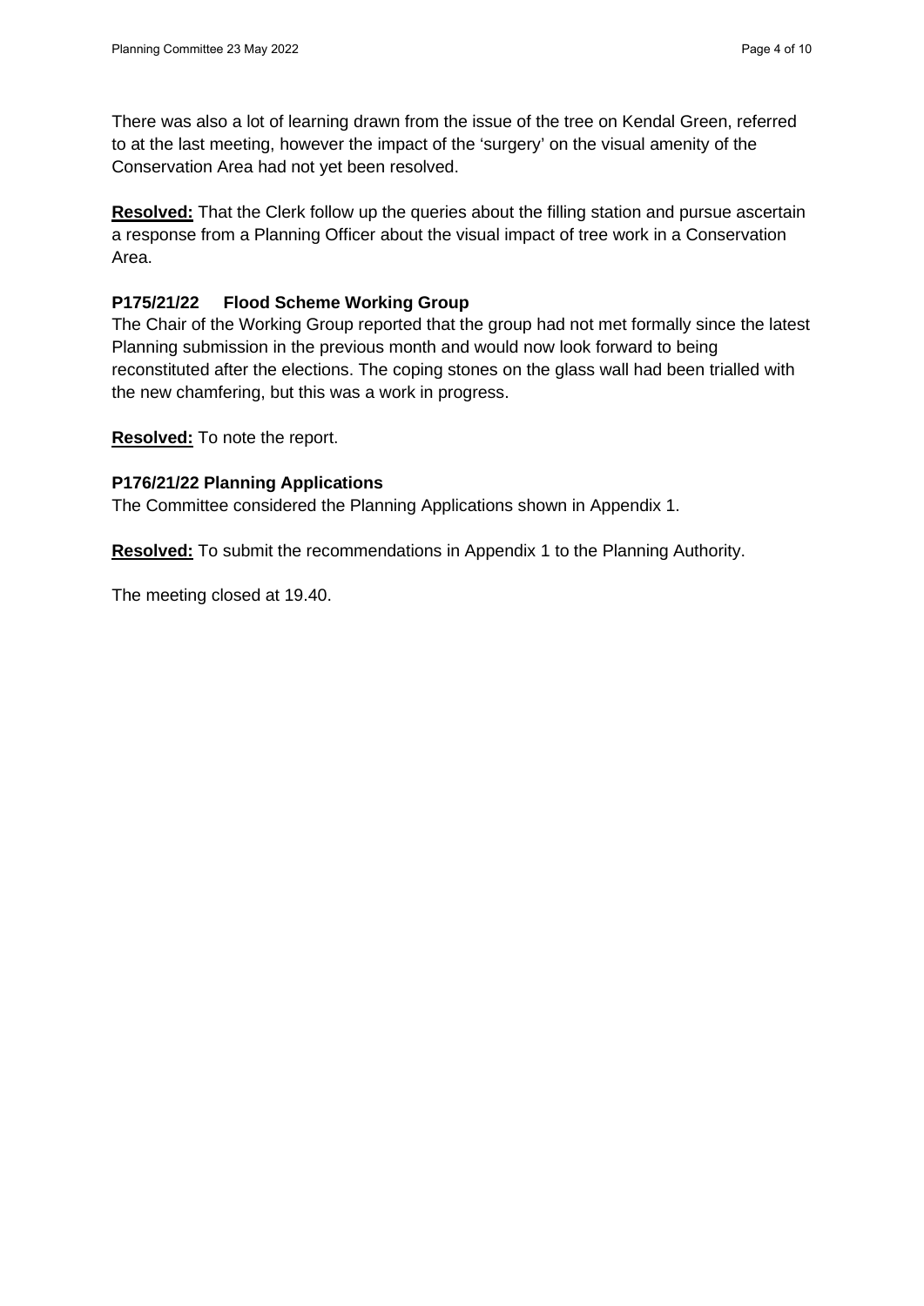There was also a lot of learning drawn from the issue of the tree on Kendal Green, referred to at the last meeting, however the impact of the 'surgery' on the visual amenity of the Conservation Area had not yet been resolved.

**Resolved:** That the Clerk follow up the queries about the filling station and pursue ascertain a response from a Planning Officer about the visual impact of tree work in a Conservation Area.

### P175/21/22 Flood Scheme Working Group

The Chair of the Working Group reported that the group had not met formally since the latest Planning submission in the previous month and would now look forward to being reconstituted after the elections. The coping stones on the glass wall had been trialled with the new chamfering, but this was a work in progress.

**Resolved:** To note the report.

### P176/21/22 Planning Applications

The Committee considered the Planning Applications shown in Appendix 1.

**Resolved:** To submit the recommendations in Appendix 1 to the Planning Authority.

The meeting closed at 19.40.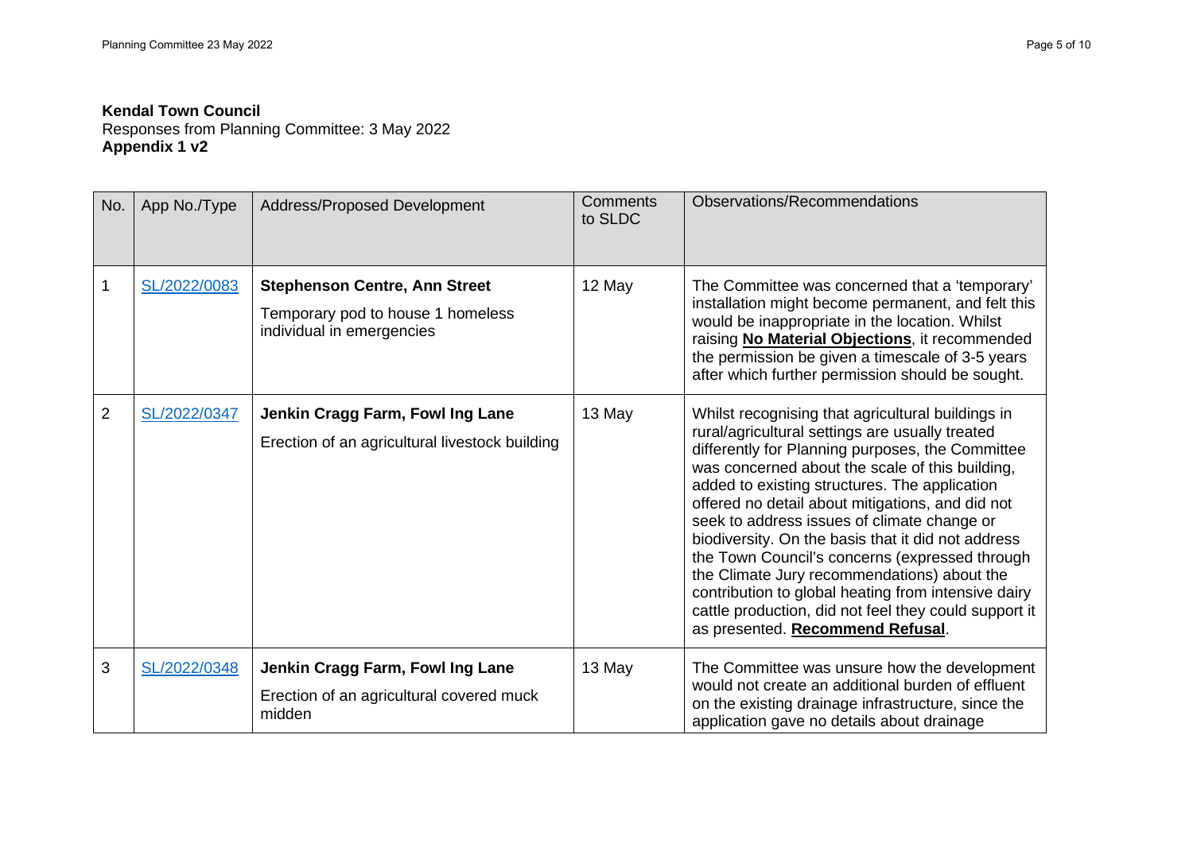**Kendal Town Council**
Responses from Planning Committee: 3 May 2022
**Appendix 1 v2**

| No. | App No./Type | Address/Proposed Development | Comments to SLDC | Observations/Recommendations |
|---|---|---|---|---|
| 1 | SL/2022/0083 | **Stephenson Centre, Ann Street** Temporary pod to house 1 homeless individual in emergencies | 12 May | The Committee was concerned that a 'temporary' installation might become permanent, and felt this would be inappropriate in the location. Whilst raising **No Material Objections**, it recommended the permission be given a timescale of 3-5 years after which further permission should be sought. |
| 2 | SL/2022/0347 | **Jenkin Cragg Farm, Fowl Ing Lane** Erection of an agricultural livestock building | 13 May | Whilst recognising that agricultural buildings in rural/agricultural settings are usually treated differently for Planning purposes, the Committee was concerned about the scale of this building, added to existing structures. The application offered no detail about mitigations, and did not seek to address issues of climate change or biodiversity. On the basis that it did not address the Town Council's concerns (expressed through the Climate Jury recommendations) about the contribution to global heating from intensive dairy cattle production, did not feel they could support it as presented. **Recommend Refusal**. |
| 3 | SL/2022/0348 | **Jenkin Cragg Farm, Fowl Ing Lane** Erection of an agricultural covered muck midden | 13 May | The Committee was unsure how the development would not create an additional burden of effluent on the existing drainage infrastructure, since the application gave no details about drainage |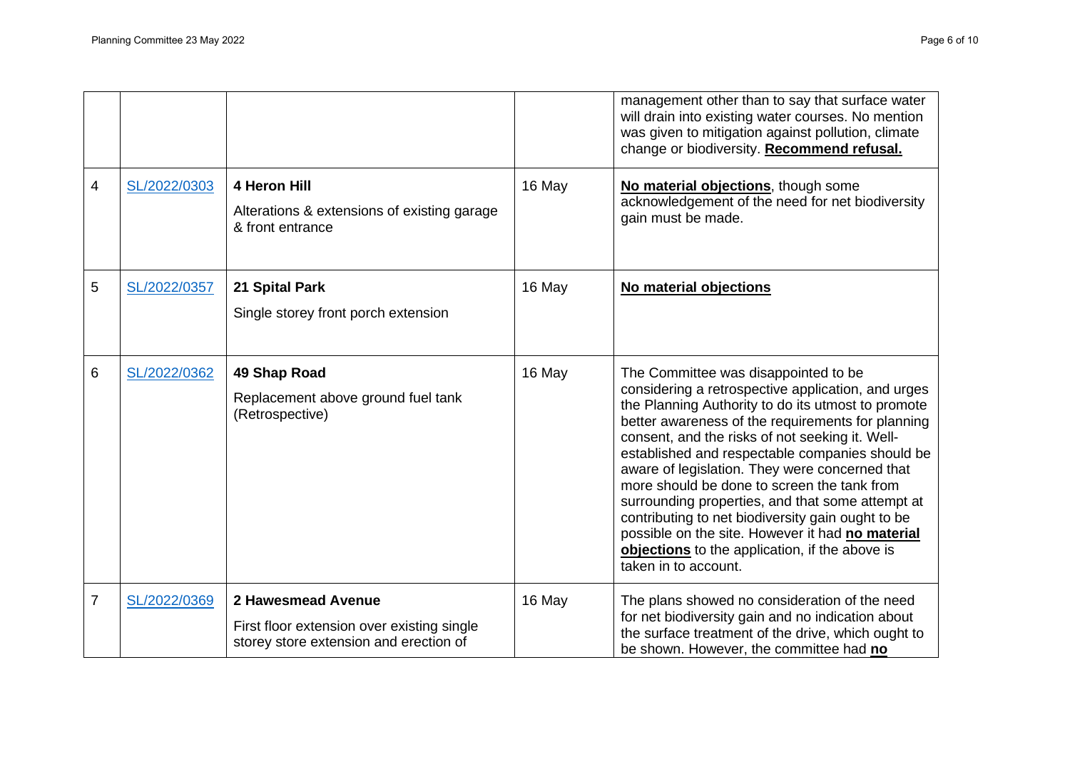| | | | | |
|---|---|---|---|---|
| | | | | management other than to say that surface water will drain into existing water courses. No mention was given to mitigation against pollution, climate change or biodiversity. **Recommend refusal.** |
| 4 | SL/2022/0303 | **4 Heron Hill**<br>Alterations & extensions of existing garage & front entrance | 16 May | **No material objections**, though some acknowledgement of the need for net biodiversity gain must be made. |
| 5 | SL/2022/0357 | **21 Spital Park**<br>Single storey front porch extension | 16 May | **No material objections** |
| 6 | SL/2022/0362 | **49 Shap Road**<br>Replacement above ground fuel tank (Retrospective) | 16 May | The Committee was disappointed to be considering a retrospective application, and urges the Planning Authority to do its utmost to promote better awareness of the requirements for planning consent, and the risks of not seeking it. Well-established and respectable companies should be aware of legislation. They were concerned that more should be done to screen the tank from surrounding properties, and that some attempt at contributing to net biodiversity gain ought to be possible on the site. However it had **no material objections** to the application, if the above is taken in to account. |
| 7 | SL/2022/0369 | **2 Hawesmead Avenue**<br>First floor extension over existing single storey store extension and erection of | 16 May | The plans showed no consideration of the need for net biodiversity gain and no indication about the surface treatment of the drive, which ought to be shown. However, the committee had **no** |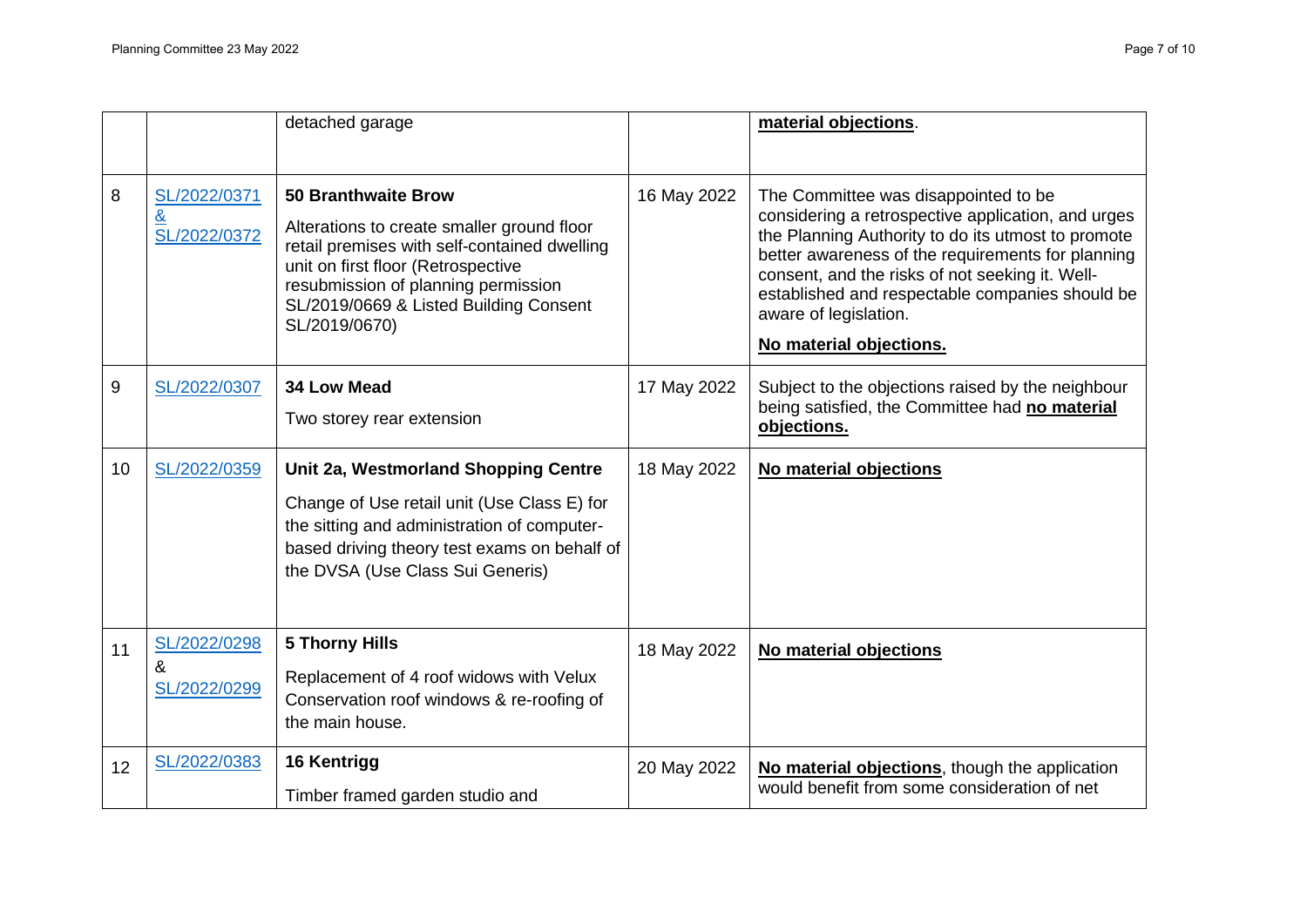| | | | | |
|---|---|---|---|---|
| | | detached garage | | **material objections**. |
| 8 | SL/2022/0371 & SL/2022/0372 | **50 Branthwaite Brow**<br><br>Alterations to create smaller ground floor retail premises with self-contained dwelling unit on first floor (Retrospective resubmission of planning permission SL/2019/0669 & Listed Building Consent SL/2019/0670) | 16 May 2022 | The Committee was disappointed to be considering a retrospective application, and urges the Planning Authority to do its utmost to promote better awareness of the requirements for planning consent, and the risks of not seeking it. Well-established and respectable companies should be aware of legislation.<br><br>**No material objections.** |
| 9 | SL/2022/0307 | **34 Low Mead**<br><br>Two storey rear extension | 17 May 2022 | Subject to the objections raised by the neighbour being satisfied, the Committee had **no material objections.** |
| 10 | SL/2022/0359 | **Unit 2a, Westmorland Shopping Centre**<br><br>Change of Use retail unit (Use Class E) for the sitting and administration of computer-based driving theory test exams on behalf of the DVSA (Use Class Sui Generis) | 18 May 2022 | **No material objections** |
| 11 | SL/2022/0298 & SL/2022/0299 | **5 Thorny Hills**<br><br>Replacement of 4 roof widows with Velux Conservation roof windows & re-roofing of the main house. | 18 May 2022 | **No material objections** |
| 12 | SL/2022/0383 | **16 Kentrigg**<br><br>Timber framed garden studio and | 20 May 2022 | **No material objections**, though the application would benefit from some consideration of net |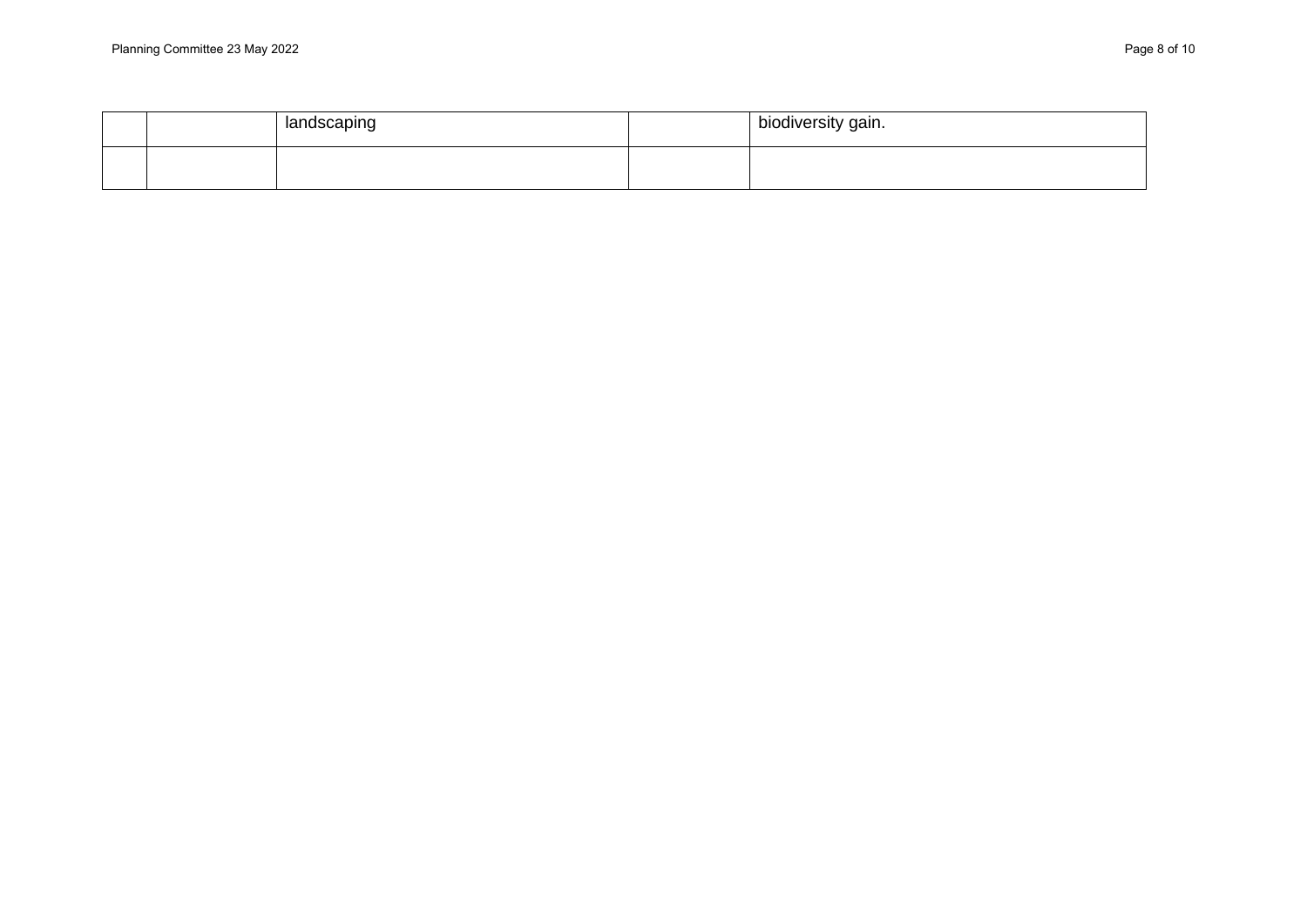| | | | | |
|---|---|---|---|---|
| | | landscaping | | biodiversity gain. |
| | | | | |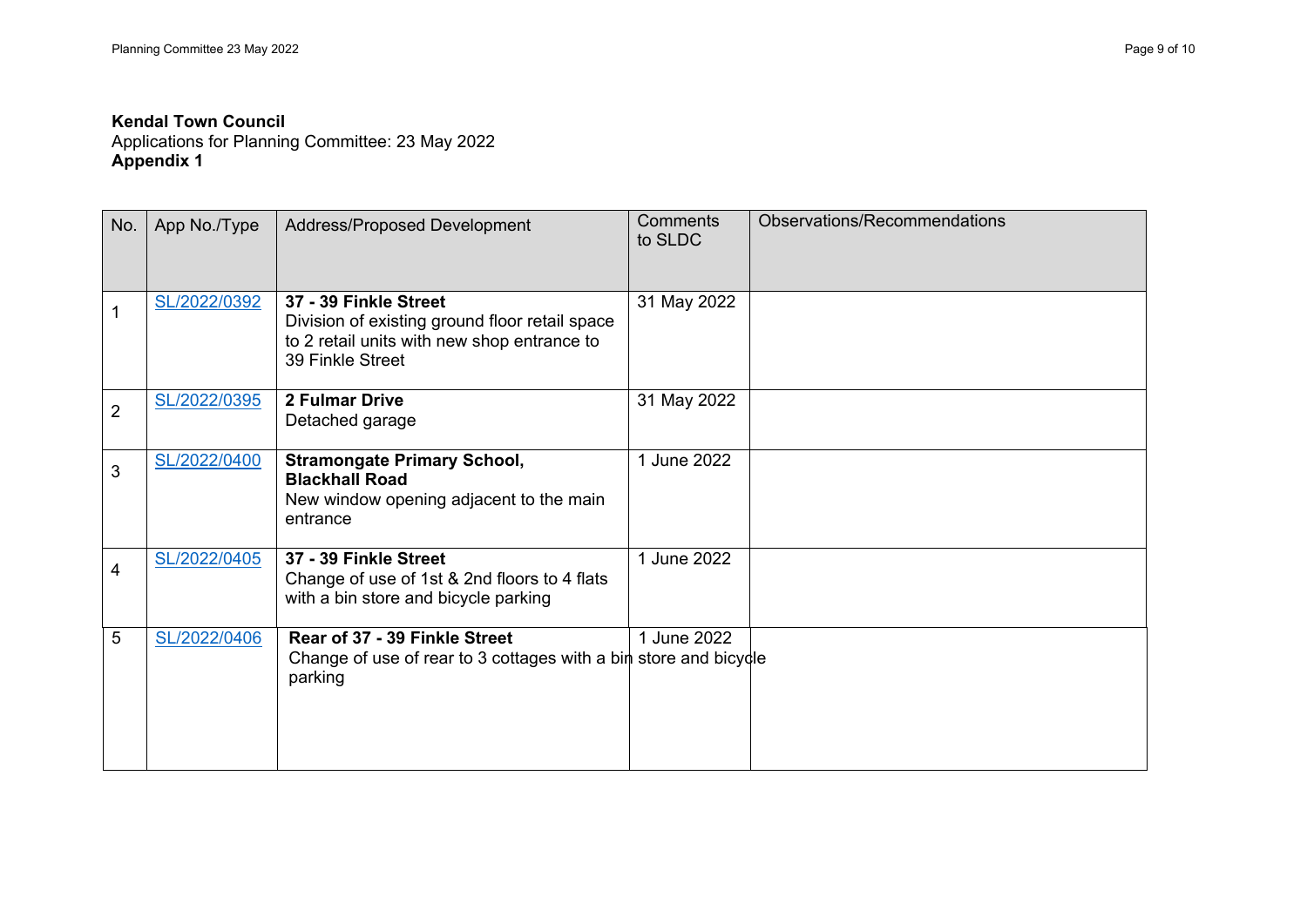**Kendal Town Council**
Applications for Planning Committee: 23 May 2022
**Appendix 1**

| No. | App No./Type | Address/Proposed Development | Comments to SLDC | Observations/Recommendations |
|---|---|---|---|---|
| 1 | SL/2022/0392 | **37 - 39 Finkle Street** Division of existing ground floor retail space to 2 retail units with new shop entrance to 39 Finkle Street | 31 May 2022 | |
| 2 | SL/2022/0395 | **2 Fulmar Drive** Detached garage | 31 May 2022 | |
| 3 | SL/2022/0400 | **Stramongate Primary School, Blackhall Road** New window opening adjacent to the main entrance | 1 June 2022 | |
| 4 | SL/2022/0405 | **37 - 39 Finkle Street** Change of use of 1st & 2nd floors to 4 flats with a bin store and bicycle parking | 1 June 2022 | |
| 5 | SL/2022/0406 | **Rear of 37 - 39 Finkle Street** Change of use of rear to 3 cottages with a bin store and bicycle parking | 1 June 2022 | |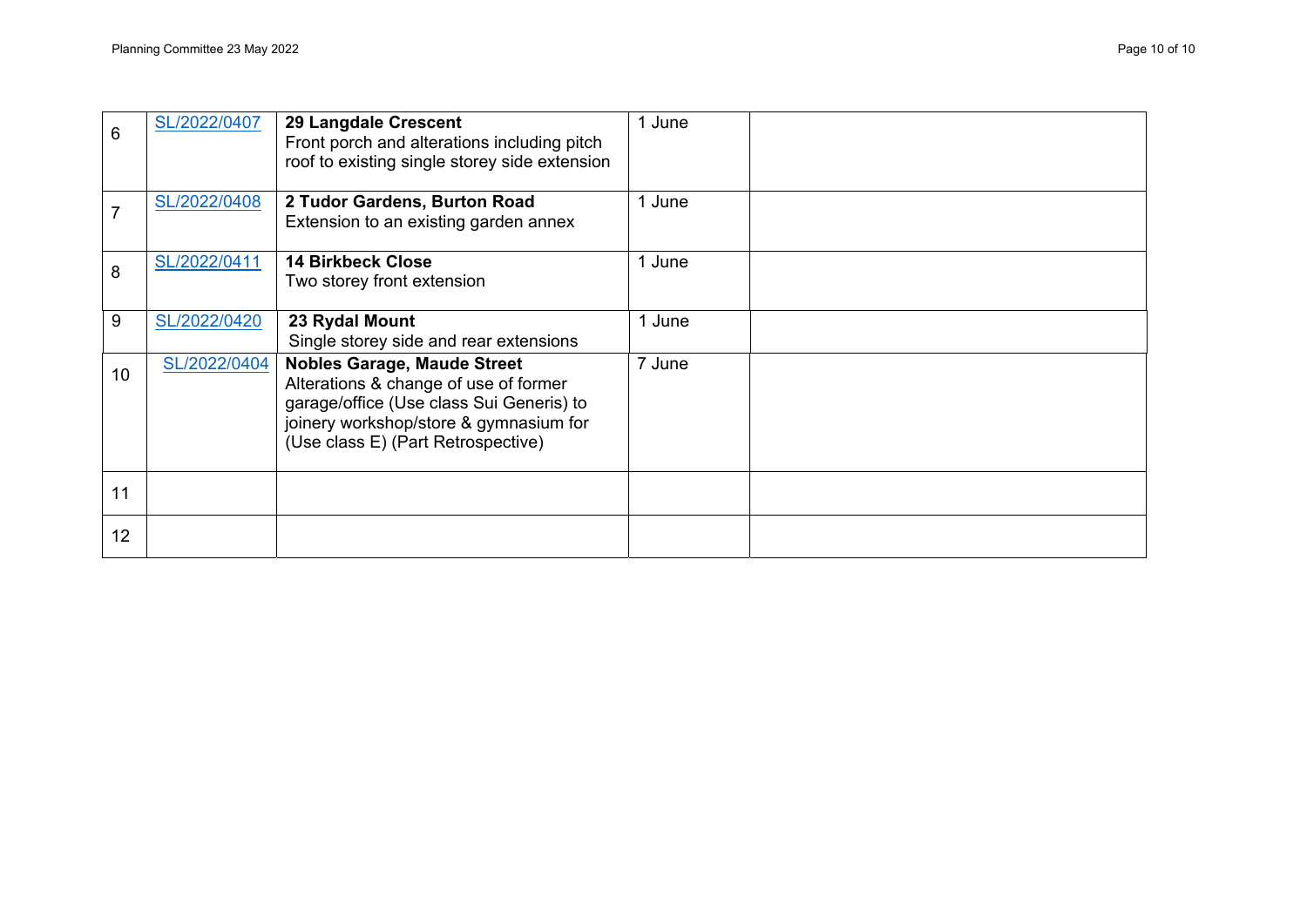| | | | | |
|---|---|---|---|---|
| 6 | SL/2022/0407 | **29 Langdale Crescent**<br>Front porch and alterations including pitch roof to existing single storey side extension | 1 June | |
| 7 | SL/2022/0408 | **2 Tudor Gardens, Burton Road**<br>Extension to an existing garden annex | 1 June | |
| 8 | SL/2022/0411 | **14 Birkbeck Close**<br>Two storey front extension | 1 June | |
| 9 | SL/2022/0420 | **23 Rydal Mount**<br>Single storey side and rear extensions | 1 June | |
| 10 | SL/2022/0404 | **Nobles Garage, Maude Street**<br>Alterations & change of use of former garage/office (Use class Sui Generis) to joinery workshop/store & gymnasium for (Use class E) (Part Retrospective) | 7 June | |
| 11 | | | | |
| 12 | | | | |